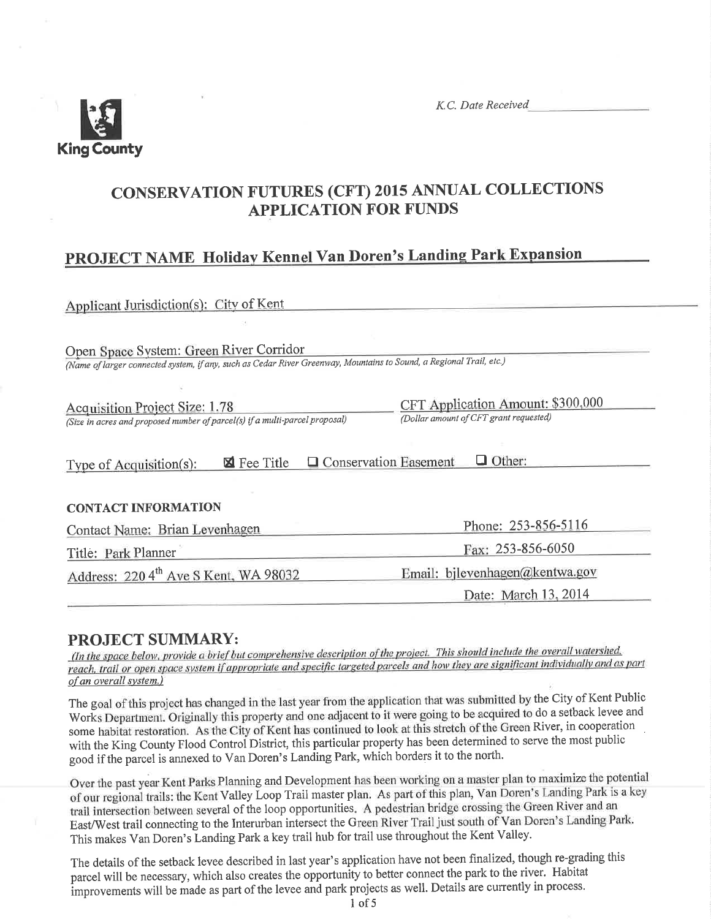King County

K.C. Date Received

# CONSERVATION FUTURES (CFT) 2015 ANNUAL COLLECTIONS APPLICATION FOR FUNDS

## PROJECT NAME Holiday Kennel Van Doren's Landing Park Expansion

Applicant Jurisdiction(s): City of Kent

Open Space System: Green River Corridor
*(Name of larger connected system, if any, such as Cedar River Greenway, Mountains to Sound, a Regional Trail, etc.)*

Acquisition Project Size: 1.78
*(Size in acres and proposed number of parcel(s) if a multi-parcel proposal)*

CFT Application Amount: $300,000
*(Dollar amount of CFT grant requested)*

Type of Acquisition(s): ☒ Fee Title ☐ Conservation Easement ☐ Other:

**CONTACT INFORMATION**

Contact Name: Brian Levenhagen
Phone: 253-856-5116

Title: Park Planner
Fax: 253-856-6050

Address: 220 4th Ave S Kent, WA 98032
Email: bjlevenhagen@kentwa.gov

Date: March 13, 2014

## PROJECT SUMMARY:

*(In the space below, provide a brief but comprehensive description of the project. This should include the overall watershed, reach, trail or open space system if appropriate and specific targeted parcels and how they are significant individually and as part of an overall system.)*

The goal of this project has changed in the last year from the application that was submitted by the City of Kent Public Works Department. Originally this property and one adjacent to it were going to be acquired to do a setback levee and some habitat restoration. As the City of Kent has continued to look at this stretch of the Green River, in cooperation with the King County Flood Control District, this particular property has been determined to serve the most public good if the parcel is annexed to Van Doren's Landing Park, which borders it to the north.

Over the past year Kent Parks Planning and Development has been working on a master plan to maximize the potential of our regional trails: the Kent Valley Loop Trail master plan. As part of this plan, Van Doren's Landing Park is a key trail intersection between several of the loop opportunities. A pedestrian bridge crossing the Green River and an East/West trail connecting to the Interurban intersect the Green River Trail just south of Van Doren's Landing Park. This makes Van Doren's Landing Park a key trail hub for trail use throughout the Kent Valley.

The details of the setback levee described in last year's application have not been finalized, though re-grading this parcel will be necessary, which also creates the opportunity to better connect the park to the river. Habitat improvements will be made as part of the levee and park projects as well. Details are currently in process.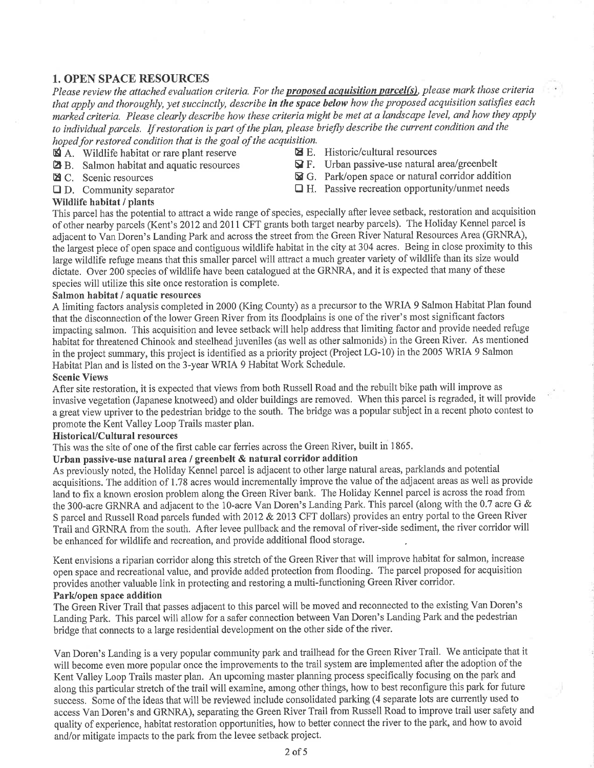## 1. OPEN SPACE RESOURCES

*Please review the attached evaluation criteria. For the* ***proposed acquisition parcel(s)****, please mark those criteria that apply and thoroughly, yet succinctly, describe* ***in the space below*** *how the proposed acquisition satisfies each marked criteria. Please clearly describe how these criteria might be met at a landscape level, and how they apply to individual parcels. If restoration is part of the plan, please briefly describe the current condition and the hoped for restored condition that is the goal of the acquisition.*

- ☒ A. Wildlife habitat or rare plant reserve
- ☒ B. Salmon habitat and aquatic resources
- ☒ C. Scenic resources
- ☐ D. Community separator
- ☒ E. Historic/cultural resources
- ☒ F. Urban passive-use natural area/greenbelt
- ☒ G. Park/open space or natural corridor addition
- ☐ H. Passive recreation opportunity/unmet needs

**Wildlife habitat / plants**

This parcel has the potential to attract a wide range of species, especially after levee setback, restoration and acquisition of other nearby parcels (Kent's 2012 and 2011 CFT grants both target nearby parcels). The Holiday Kennel parcel is adjacent to Van Doren's Landing Park and across the street from the Green River Natural Resources Area (GRNRA), the largest piece of open space and contiguous wildlife habitat in the city at 304 acres. Being in close proximity to this large wildlife refuge means that this smaller parcel will attract a much greater variety of wildlife than its size would dictate. Over 200 species of wildlife have been catalogued at the GRNRA, and it is expected that many of these species will utilize this site once restoration is complete.

**Salmon habitat / aquatic resources**

A limiting factors analysis completed in 2000 (King County) as a precursor to the WRIA 9 Salmon Habitat Plan found that the disconnection of the lower Green River from its floodplains is one of the river's most significant factors impacting salmon. This acquisition and levee setback will help address that limiting factor and provide needed refuge habitat for threatened Chinook and steelhead juveniles (as well as other salmonids) in the Green River. As mentioned in the project summary, this project is identified as a priority project (Project LG-10) in the 2005 WRIA 9 Salmon Habitat Plan and is listed on the 3-year WRIA 9 Habitat Work Schedule.

**Scenic Views**

After site restoration, it is expected that views from both Russell Road and the rebuilt bike path will improve as invasive vegetation (Japanese knotweed) and older buildings are removed. When this parcel is regraded, it will provide a great view upriver to the pedestrian bridge to the south. The bridge was a popular subject in a recent photo contest to promote the Kent Valley Loop Trails master plan.

**Historical/Cultural resources**

This was the site of one of the first cable car ferries across the Green River, built in 1865.

**Urban passive-use natural area / greenbelt & natural corridor addition**

As previously noted, the Holiday Kennel parcel is adjacent to other large natural areas, parklands and potential acquisitions. The addition of 1.78 acres would incrementally improve the value of the adjacent areas as well as provide land to fix a known erosion problem along the Green River bank. The Holiday Kennel parcel is across the road from the 300-acre GRNRA and adjacent to the 10-acre Van Doren's Landing Park. This parcel (along with the 0.7 acre G & S parcel and Russell Road parcels funded with 2012 & 2013 CFT dollars) provides an entry portal to the Green River Trail and GRNRA from the south. After levee pullback and the removal of river-side sediment, the river corridor will be enhanced for wildlife and recreation, and provide additional flood storage.

Kent envisions a riparian corridor along this stretch of the Green River that will improve habitat for salmon, increase open space and recreational value, and provide added protection from flooding. The parcel proposed for acquisition provides another valuable link in protecting and restoring a multi-functioning Green River corridor.

**Park/open space addition**

The Green River Trail that passes adjacent to this parcel will be moved and reconnected to the existing Van Doren's Landing Park. This parcel will allow for a safer connection between Van Doren's Landing Park and the pedestrian bridge that connects to a large residential development on the other side of the river.

Van Doren's Landing is a very popular community park and trailhead for the Green River Trail. We anticipate that it will become even more popular once the improvements to the trail system are implemented after the adoption of the Kent Valley Loop Trails master plan. An upcoming master planning process specifically focusing on the park and along this particular stretch of the trail will examine, among other things, how to best reconfigure this park for future success. Some of the ideas that will be reviewed include consolidated parking (4 separate lots are currently used to access Van Doren's and GRNRA), separating the Green River Trail from Russell Road to improve trail user safety and quality of experience, habitat restoration opportunities, how to better connect the river to the park, and how to avoid and/or mitigate impacts to the park from the levee setback project.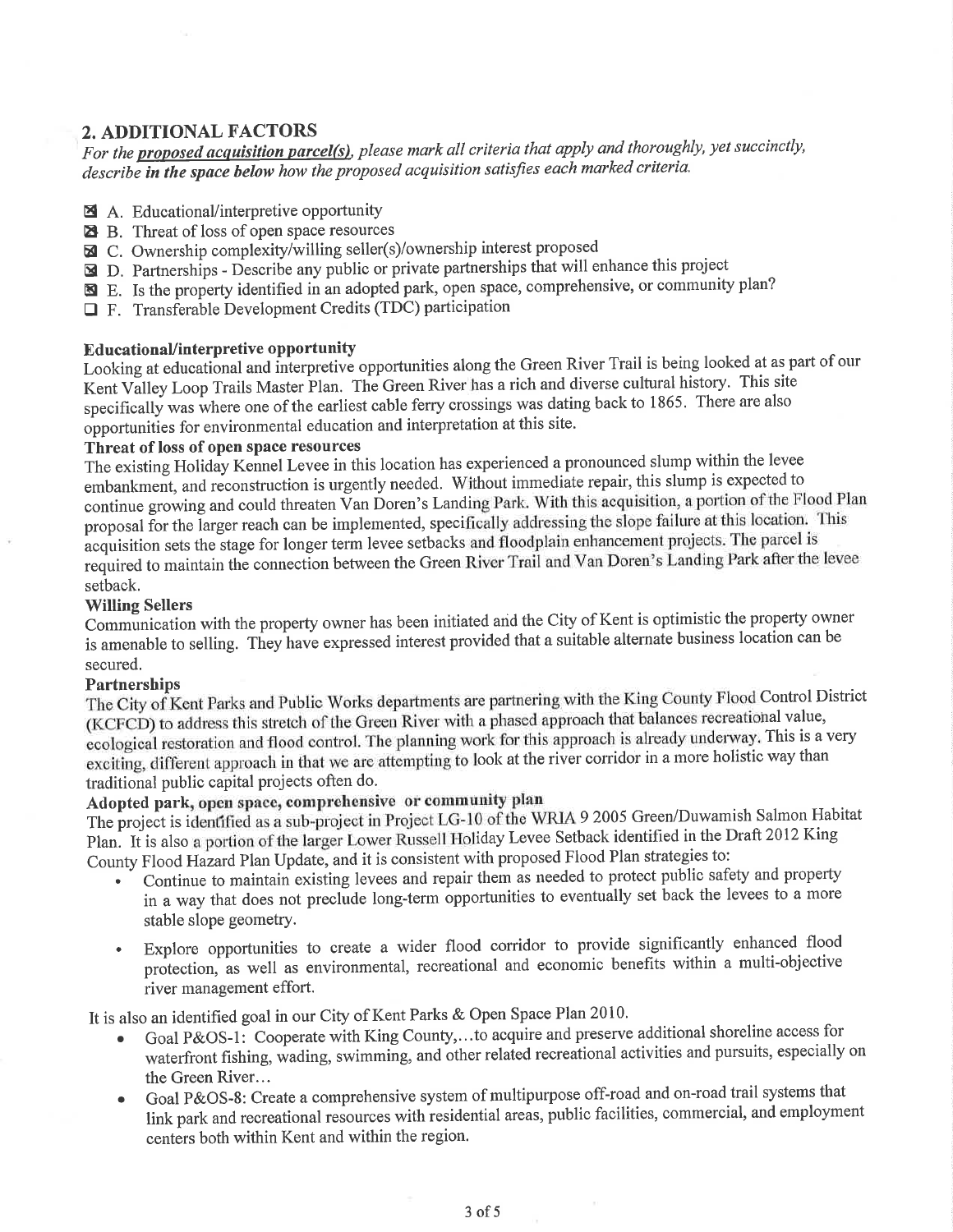## 2. ADDITIONAL FACTORS

*For the **proposed acquisition parcel(s)**, please mark all criteria that apply and thoroughly, yet succinctly, describe **in the space below** how the proposed acquisition satisfies each marked criteria.*

- ☒ A. Educational/interpretive opportunity
- ☒ B. Threat of loss of open space resources
- ☒ C. Ownership complexity/willing seller(s)/ownership interest proposed
- ☒ D. Partnerships - Describe any public or private partnerships that will enhance this project
- ☒ E. Is the property identified in an adopted park, open space, comprehensive, or community plan?
- ☐ F. Transferable Development Credits (TDC) participation

**Educational/interpretive opportunity**

Looking at educational and interpretive opportunities along the Green River Trail is being looked at as part of our Kent Valley Loop Trails Master Plan. The Green River has a rich and diverse cultural history. This site specifically was where one of the earliest cable ferry crossings was dating back to 1865. There are also opportunities for environmental education and interpretation at this site.

**Threat of loss of open space resources**

The existing Holiday Kennel Levee in this location has experienced a pronounced slump within the levee embankment, and reconstruction is urgently needed. Without immediate repair, this slump is expected to continue growing and could threaten Van Doren's Landing Park. With this acquisition, a portion of the Flood Plan proposal for the larger reach can be implemented, specifically addressing the slope failure at this location. This acquisition sets the stage for longer term levee setbacks and floodplain enhancement projects. The parcel is required to maintain the connection between the Green River Trail and Van Doren's Landing Park after the levee setback.

**Willing Sellers**

Communication with the property owner has been initiated and the City of Kent is optimistic the property owner is amenable to selling. They have expressed interest provided that a suitable alternate business location can be secured.

**Partnerships**

The City of Kent Parks and Public Works departments are partnering with the King County Flood Control District (KCFCD) to address this stretch of the Green River with a phased approach that balances recreational value, ecological restoration and flood control. The planning work for this approach is already underway. This is a very exciting, different approach in that we are attempting to look at the river corridor in a more holistic way than traditional public capital projects often do.

**Adopted park, open space, comprehensive or community plan**

The project is identified as a sub-project in Project LG-10 of the WRIA 9 2005 Green/Duwamish Salmon Habitat Plan. It is also a portion of the larger Lower Russell Holiday Levee Setback identified in the Draft 2012 King County Flood Hazard Plan Update, and it is consistent with proposed Flood Plan strategies to:

- Continue to maintain existing levees and repair them as needed to protect public safety and property in a way that does not preclude long-term opportunities to eventually set back the levees to a more stable slope geometry.
- Explore opportunities to create a wider flood corridor to provide significantly enhanced flood protection, as well as environmental, recreational and economic benefits within a multi-objective river management effort.

It is also an identified goal in our City of Kent Parks & Open Space Plan 2010.

- Goal P&OS-1: Cooperate with King County,…to acquire and preserve additional shoreline access for waterfront fishing, wading, swimming, and other related recreational activities and pursuits, especially on the Green River…
- Goal P&OS-8: Create a comprehensive system of multipurpose off-road and on-road trail systems that link park and recreational resources with residential areas, public facilities, commercial, and employment centers both within Kent and within the region.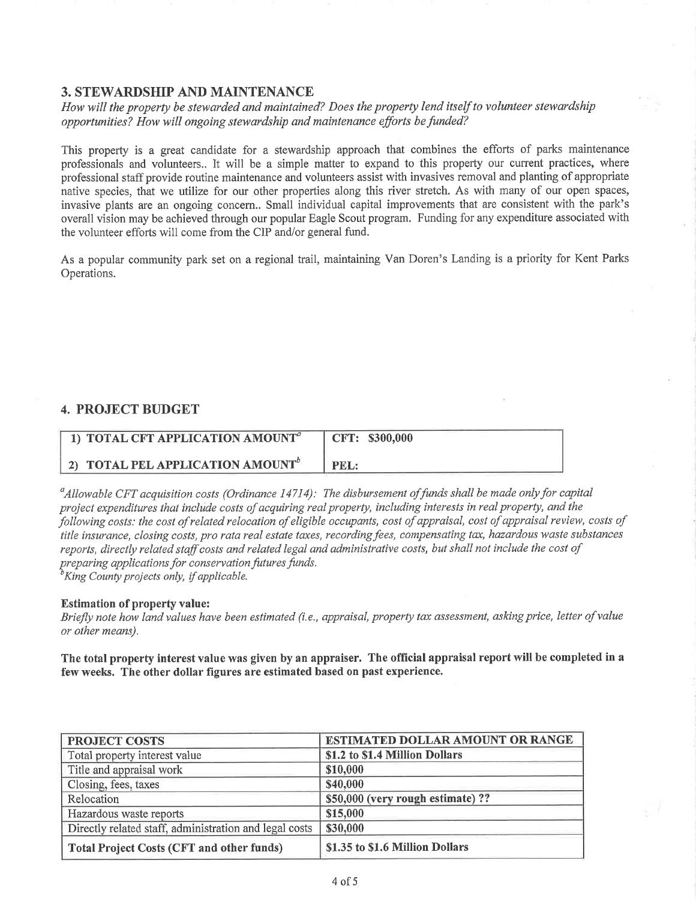## 3. STEWARDSHIP AND MAINTENANCE

*How will the property be stewarded and maintained? Does the property lend itself to volunteer stewardship opportunities? How will ongoing stewardship and maintenance efforts be funded?*

This property is a great candidate for a stewardship approach that combines the efforts of parks maintenance professionals and volunteers.. It will be a simple matter to expand to this property our current practices, where professional staff provide routine maintenance and volunteers assist with invasives removal and planting of appropriate native species, that we utilize for our other properties along this river stretch. As with many of our open spaces, invasive plants are an ongoing concern.. Small individual capital improvements that are consistent with the park's overall vision may be achieved through our popular Eagle Scout program. Funding for any expenditure associated with the volunteer efforts will come from the CIP and/or general fund.

As a popular community park set on a regional trail, maintaining Van Doren's Landing is a priority for Kent Parks Operations.

## 4. PROJECT BUDGET

| 1) TOTAL CFT APPLICATION AMOUNT[a] | CFT: $300,000 |
|---|---|
| 2) TOTAL PEL APPLICATION AMOUNT[b] | PEL: |

[a]*Allowable CFT acquisition costs (Ordinance 14714): The disbursement of funds shall be made only for capital project expenditures that include costs of acquiring real property, including interests in real property, and the following costs: the cost of related relocation of eligible occupants, cost of appraisal, cost of appraisal review, costs of title insurance, closing costs, pro rata real estate taxes, recording fees, compensating tax, hazardous waste substances reports, directly related staff costs and related legal and administrative costs, but shall not include the cost of preparing applications for conservation futures funds.*
[b]*King County projects only, if applicable.*

**Estimation of property value:**
*Briefly note how land values have been estimated (i.e., appraisal, property tax assessment, asking price, letter of value or other means).*

**The total property interest value was given by an appraiser. The official appraisal report will be completed in a few weeks. The other dollar figures are estimated based on past experience.**

| PROJECT COSTS | ESTIMATED DOLLAR AMOUNT OR RANGE |
|---|---|
| Total property interest value | **$1.2 to $1.4 Million Dollars** |
| Title and appraisal work | **$10,000** |
| Closing, fees, taxes | **$40,000** |
| Relocation | **$50,000 (very rough estimate) ??** |
| Hazardous waste reports | **$15,000** |
| Directly related staff, administration and legal costs | **$30,000** |
| **Total Project Costs (CFT and other funds)** | **$1.35 to $1.6 Million Dollars** |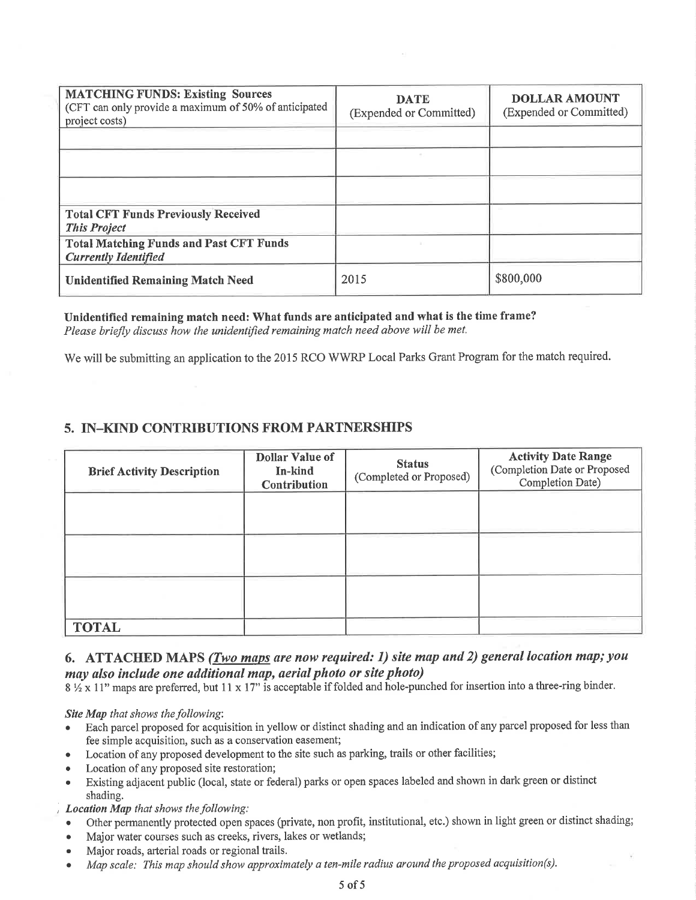| **MATCHING FUNDS: Existing Sources** (CFT can only provide a maximum of 50% of anticipated project costs) | **DATE** (Expended or Committed) | **DOLLAR AMOUNT** (Expended or Committed) |
|---|---|---|
| | | |
| | | |
| | | |
| **Total CFT Funds Previously Received** ***This Project*** | | |
| **Total Matching Funds and Past CFT Funds** ***Currently Identified*** | | |
| **Unidentified Remaining Match Need** | 2015 | $800,000 |

**Unidentified remaining match need: What funds are anticipated and what is the time frame?**
*Please briefly discuss how the unidentified remaining match need above will be met.*

We will be submitting an application to the 2015 RCO WWRP Local Parks Grant Program for the match required.

## 5. IN–KIND CONTRIBUTIONS FROM PARTNERSHIPS

| Brief Activity Description | Dollar Value of In-kind Contribution | Status (Completed or Proposed) | Activity Date Range (Completion Date or Proposed Completion Date) |
|---|---|---|---|
| | | | |
| | | | |
| | | | |
| **TOTAL** | | | |

## 6. ATTACHED MAPS *(Two maps are now required: 1) site map and 2) general location map; you may also include one additional map, aerial photo or site photo)*

8 ½ x 11" maps are preferred, but 11 x 17" is acceptable if folded and hole-punched for insertion into a three-ring binder.

***Site Map** that shows the following:*

- Each parcel proposed for acquisition in yellow or distinct shading and an indication of any parcel proposed for less than fee simple acquisition, such as a conservation easement;
- Location of any proposed development to the site such as parking, trails or other facilities;
- Location of any proposed site restoration;
- Existing adjacent public (local, state or federal) parks or open spaces labeled and shown in dark green or distinct shading.

***Location Map** that shows the following:*

- Other permanently protected open spaces (private, non profit, institutional, etc.) shown in light green or distinct shading;
- Major water courses such as creeks, rivers, lakes or wetlands;
- Major roads, arterial roads or regional trails.
- *Map scale: This map should show approximately a ten-mile radius around the proposed acquisition(s).*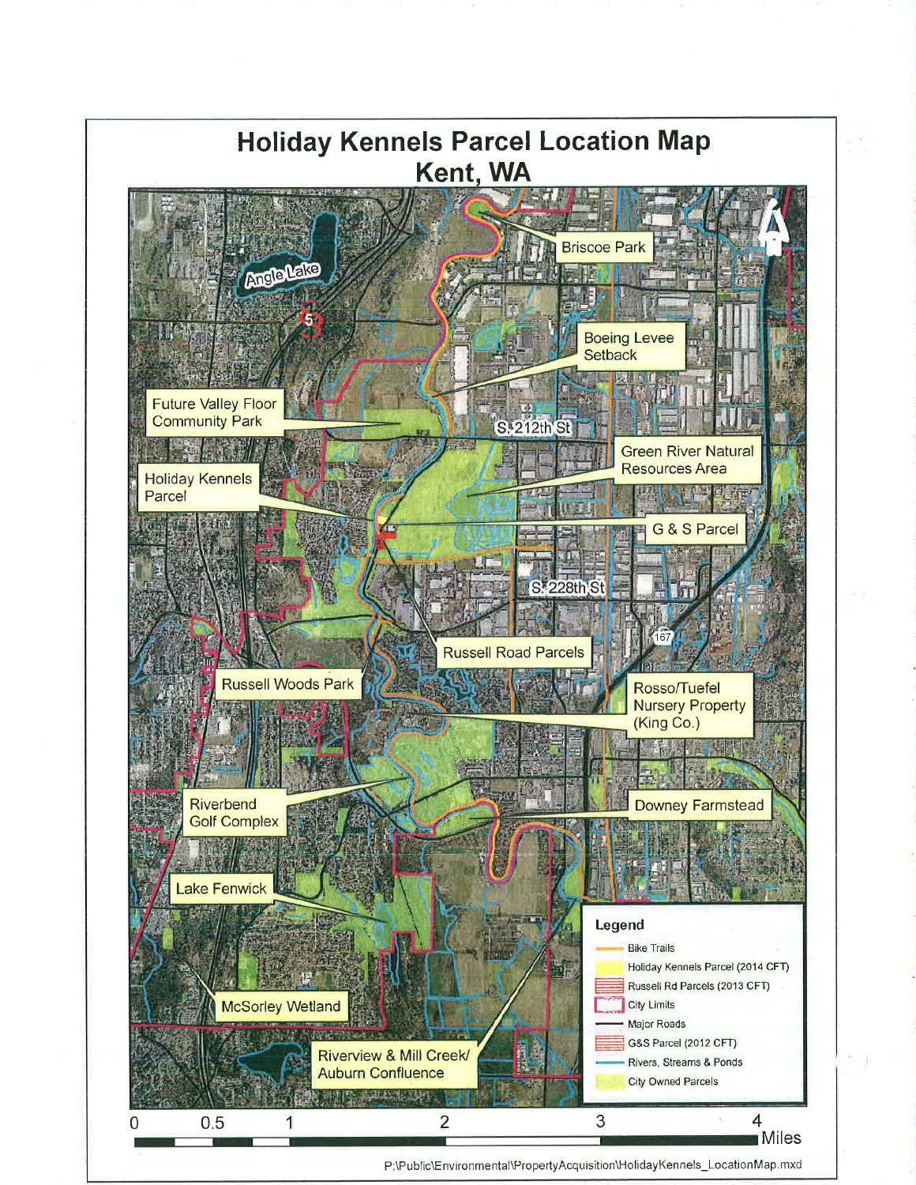# Holiday Kennels Parcel Location Map
## Kent, WA

Briscoe Park

Angle Lake

Boeing Levee Setback

Future Valley Floor Community Park

S 212th St

Green River Natural Resources Area

Holiday Kennels Parcel

G & S Parcel

S 228th St

167

Russell Road Parcels

Russell Woods Park

Rosso/Tuefel Nursery Property (King Co.)

Riverbend Golf Complex

Downey Farmstead

Lake Fenwick

McSorley Wetland

Riverview & Mill Creek/ Auburn Confluence

**Legend**

- Bike Trails
- Holiday Kennels Parcel (2014 CFT)
- Russell Rd Parcels (2013 CFT)
- City Limits
- Major Roads
- G&S Parcel (2012 CFT)
- Rivers, Streams & Ponds
- City Owned Parcels

0 | 0.5 | 1 | 2 | 3 | 4 Miles

P:\Public\Environmental\PropertyAcquisition\HolidayKennels_LocationMap.mxd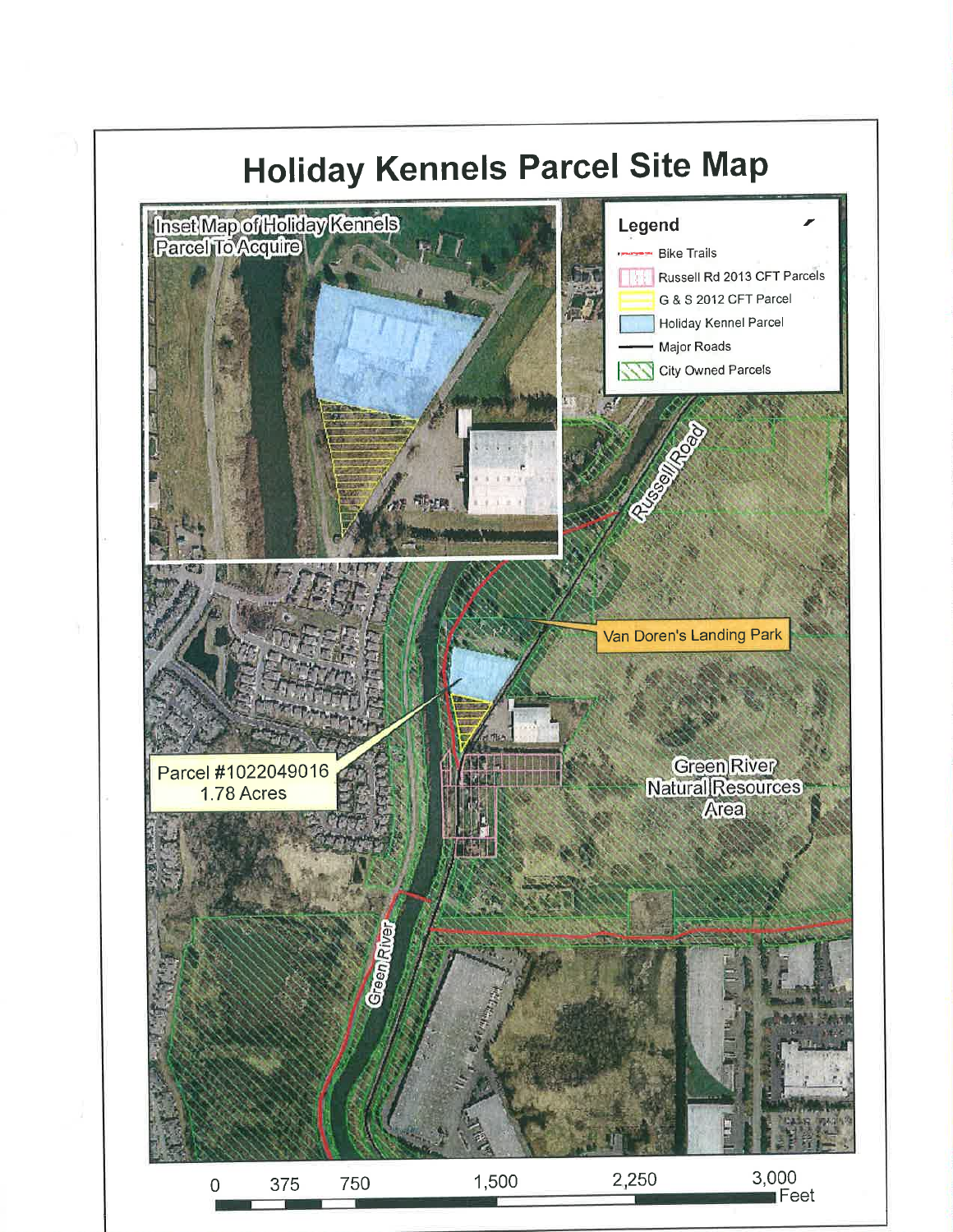# Holiday Kennels Parcel Site Map

Inset Map of Holiday Kennels Parcel To Acquire

Legend

Bike Trails

Russell Rd 2013 CFT Parcels

G & S 2012 CFT Parcel

Holiday Kennel Parcel

Major Roads

City Owned Parcels

Russell Road

Van Doren's Landing Park

Parcel #1022049016
1.78 Acres

Green River Natural Resources Area

Green River

0 375 750 1,500 2,250 3,000
Feet